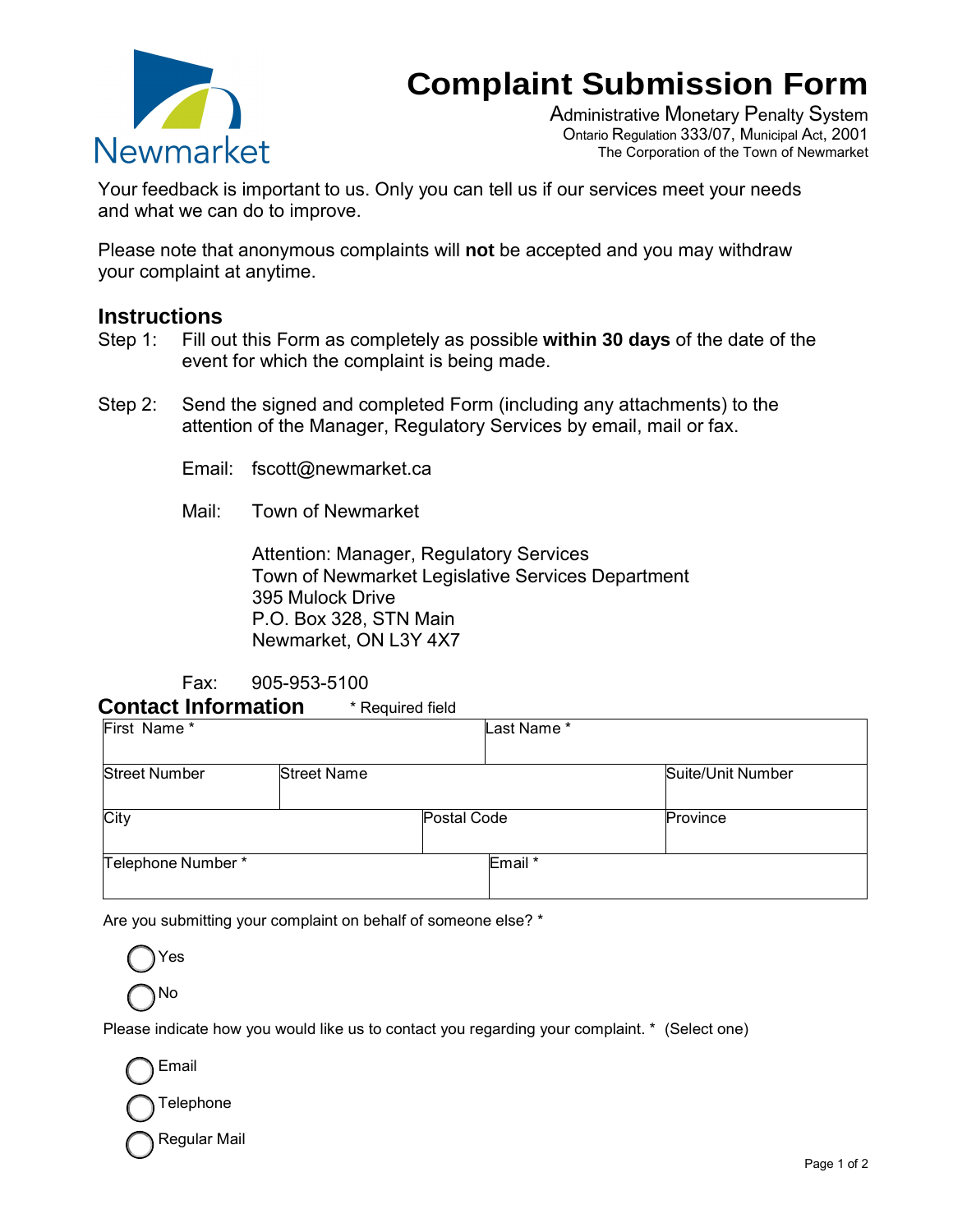Newmarket

# Complaint Submission Form

Administrative Monetary Penalty System
Ontario Regulation 333/07, Municipal Act, 2001
The Corporation of the Town of Newmarket

Your feedback is important to us. Only you can tell us if our services meet your needs and what we can do to improve.

Please note that anonymous complaints will **not** be accepted and you may withdraw your complaint at anytime.

## Instructions

Step 1: Fill out this Form as completely as possible **within 30 days** of the date of the event for which the complaint is being made.

Step 2: Send the signed and completed Form (including any attachments) to the attention of the Manager, Regulatory Services by email, mail or fax.

Email: fscott@newmarket.ca

Mail: Town of Newmarket

Attention: Manager, Regulatory Services
Town of Newmarket Legislative Services Department
395 Mulock Drive
P.O. Box 328, STN Main
Newmarket, ON L3Y 4X7

Fax: 905-953-5100

## Contact Information

* Required field

| First Name * | | Last Name * | |
|---|---|---|---|
| Street Number | Street Name | | Suite/Unit Number |
| City | Postal Code | | Province |
| Telephone Number * | | Email * | |

Are you submitting your complaint on behalf of someone else? *

- ◯ Yes
- ◯ No

Please indicate how you would like us to contact you regarding your complaint. * (Select one)

- ◯ Email
- ◯ Telephone
- ◯ Regular Mail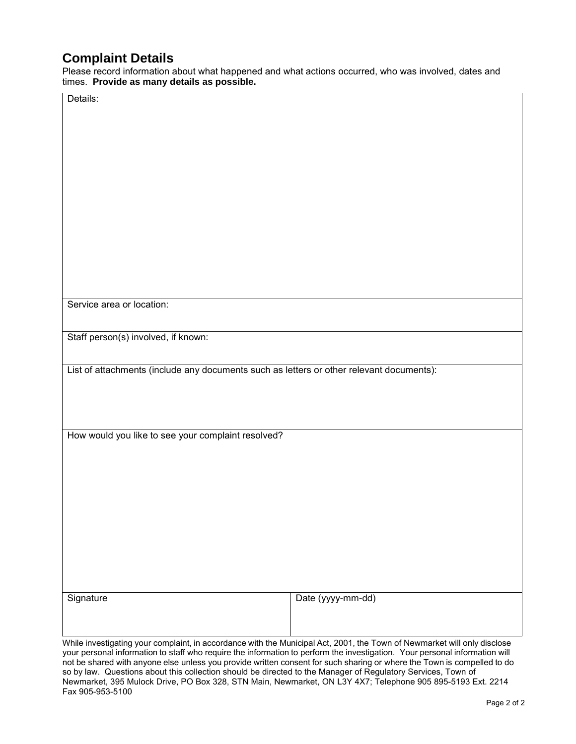## Complaint Details

Please record information about what happened and what actions occurred, who was involved, dates and times. **Provide as many details as possible.**

| | |
|---|---|
| Details: | |
| Service area or location: | |
| Staff person(s) involved, if known: | |
| List of attachments (include any documents such as letters or other relevant documents): | |
| How would you like to see your complaint resolved? | |
| Signature | Date (yyyy-mm-dd) |

While investigating your complaint, in accordance with the Municipal Act, 2001, the Town of Newmarket will only disclose your personal information to staff who require the information to perform the investigation. Your personal information will not be shared with anyone else unless you provide written consent for such sharing or where the Town is compelled to do so by law. Questions about this collection should be directed to the Manager of Regulatory Services, Town of Newmarket, 395 Mulock Drive, PO Box 328, STN Main, Newmarket, ON L3Y 4X7; Telephone 905 895-5193 Ext. 2214 Fax 905-953-5100